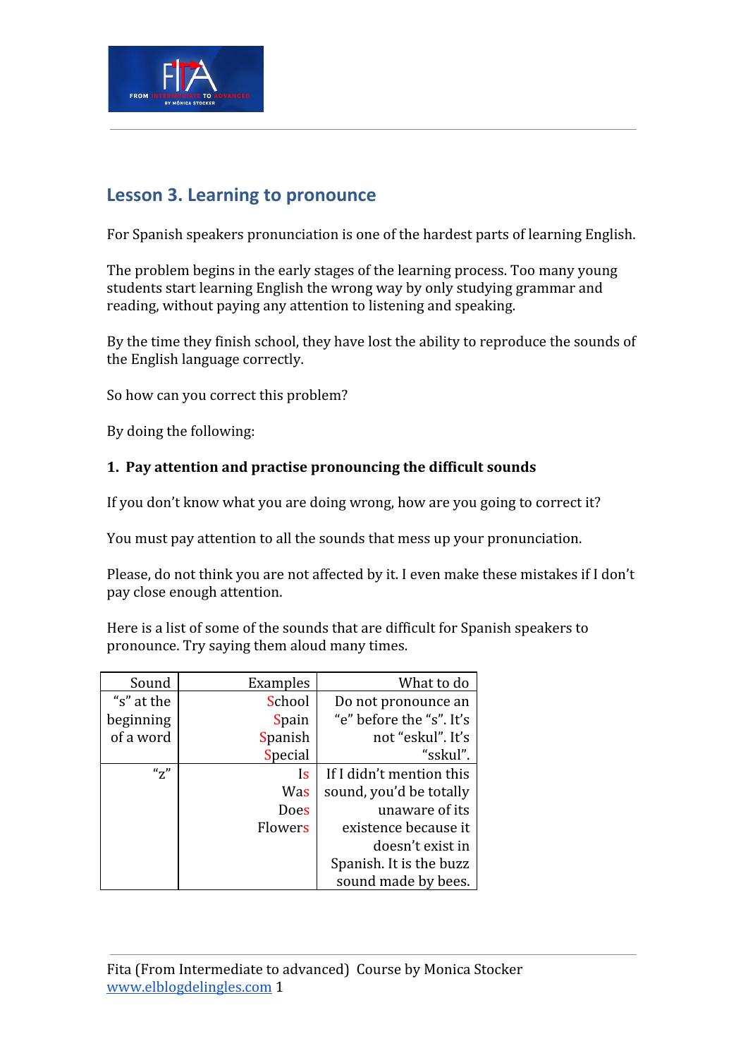## Lesson 3. Learning to pronounce

For Spanish speakers pronunciation is one of the hardest parts of learning English.

The problem begins in the early stages of the learning process. Too many young students start learning English the wrong way by only studying grammar and reading, without paying any attention to listening and speaking.

By the time they finish school, they have lost the ability to reproduce the sounds of the English language correctly.

So how can you correct this problem?

By doing the following:

**1. Pay attention and practise pronouncing the difficult sounds**

If you don't know what you are doing wrong, how are you going to correct it?

You must pay attention to all the sounds that mess up your pronunciation.

Please, do not think you are not affected by it. I even make these mistakes if I don't pay close enough attention.

Here is a list of some of the sounds that are difficult for Spanish speakers to pronounce. Try saying them aloud many times.

| Sound | Examples | What to do |
|---|---|---|
| "s" at the beginning of a word | School<br>Spain<br>Spanish<br>Special | Do not pronounce an "e" before the "s". It's not "eskul". It's "sskul". |
| "z" | Is<br>Was<br>Does<br>Flowers | If I didn't mention this sound, you'd be totally unaware of its existence because it doesn't exist in Spanish. It is the buzz sound made by bees. |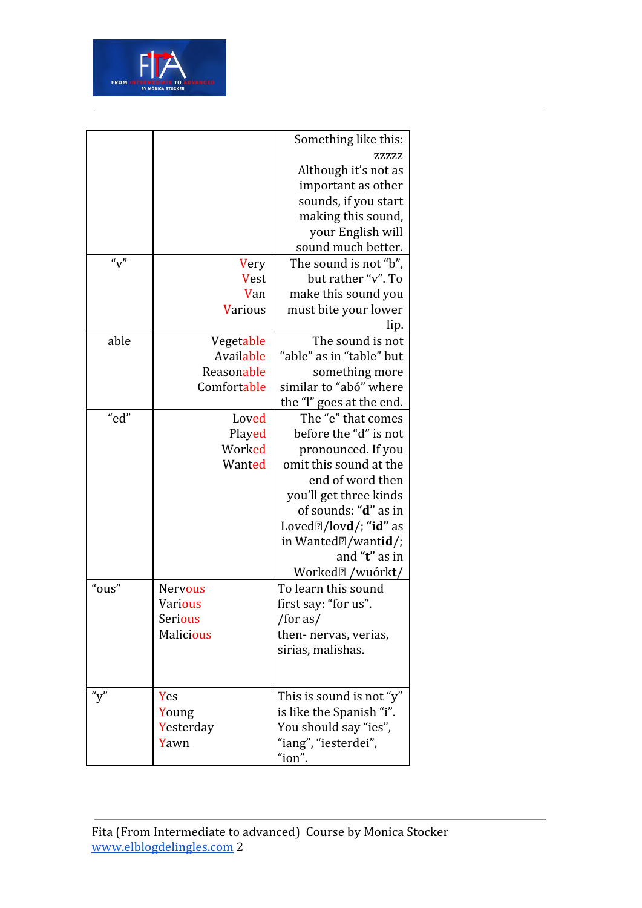| | | |
|---|---|---|
| | | Something like this: zzzzz Although it's not as important as other sounds, if you start making this sound, your English will sound much better. |
| "v" | Very Vest Van Various | The sound is not "b", but rather "v". To make this sound you must bite your lower lip. |
| able | Vegetable Available Reasonable Comfortable | The sound is not "able" as in "table" but something more similar to "abó" where the "l" goes at the end. |
| "ed" | Loved Played Worked Wanted | The "e" that comes before the "d" is not pronounced. If you omit this sound at the end of word then you'll get three kinds of sounds: **"d"** as in Loved /lov**d**/; **"id"** as in Wanted /want**id**/; and **"t"** as in Worked /wuórk**t**/ |
| "ous" | Nervous Various Serious Malicious | To learn this sound first say: "for us". /for as/ then- nervas, verias, sirias, malishas. |
| "y" | Yes Young Yesterday Yawn | This is sound is not "y" is like the Spanish "i". You should say "ies", "iang", "iesterdei", "ion". |

Fita (From Intermediate to advanced) Course by Monica Stocker
www.elblogdelingles.com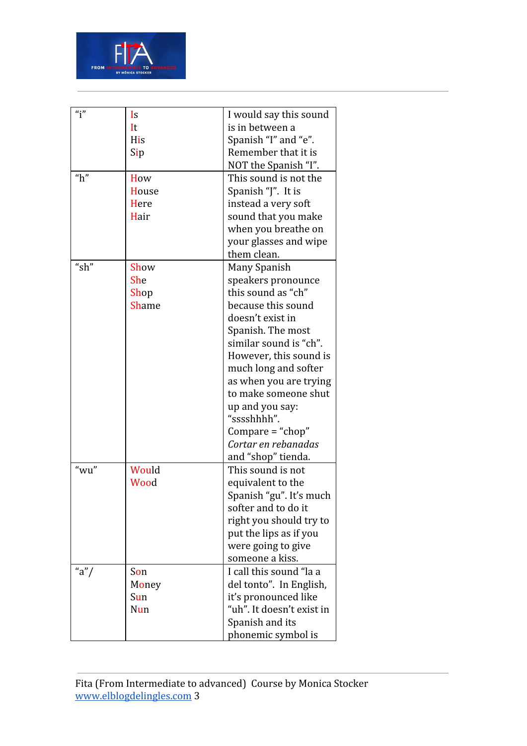| | | |
|---|---|---|
| "i" | Is<br>It<br>His<br>Sip | I would say this sound is in between a Spanish "I" and "e". Remember that it is NOT the Spanish "I". |
| "h" | How<br>House<br>Here<br>Hair | This sound is not the Spanish "J". It is instead a very soft sound that you make when you breathe on your glasses and wipe them clean. |
| "sh" | Show<br>She<br>Shop<br>Shame | Many Spanish speakers pronounce this sound as "ch" because this sound doesn't exist in Spanish. The most similar sound is "ch". However, this sound is much long and softer as when you are trying to make someone shut up and you say: "sssshhhh".<br>Compare = "chop" *Cortar en rebanadas* and "shop" tienda. |
| "wu" | Would<br>Wood | This sound is not equivalent to the Spanish "gu". It's much softer and to do it right you should try to put the lips as if you were going to give someone a kiss. |
| "a"/ | Son<br>Money<br>Sun<br>Nun | I call this sound "la a del tonto". In English, it's pronounced like "uh". It doesn't exist in Spanish and its phonemic symbol is |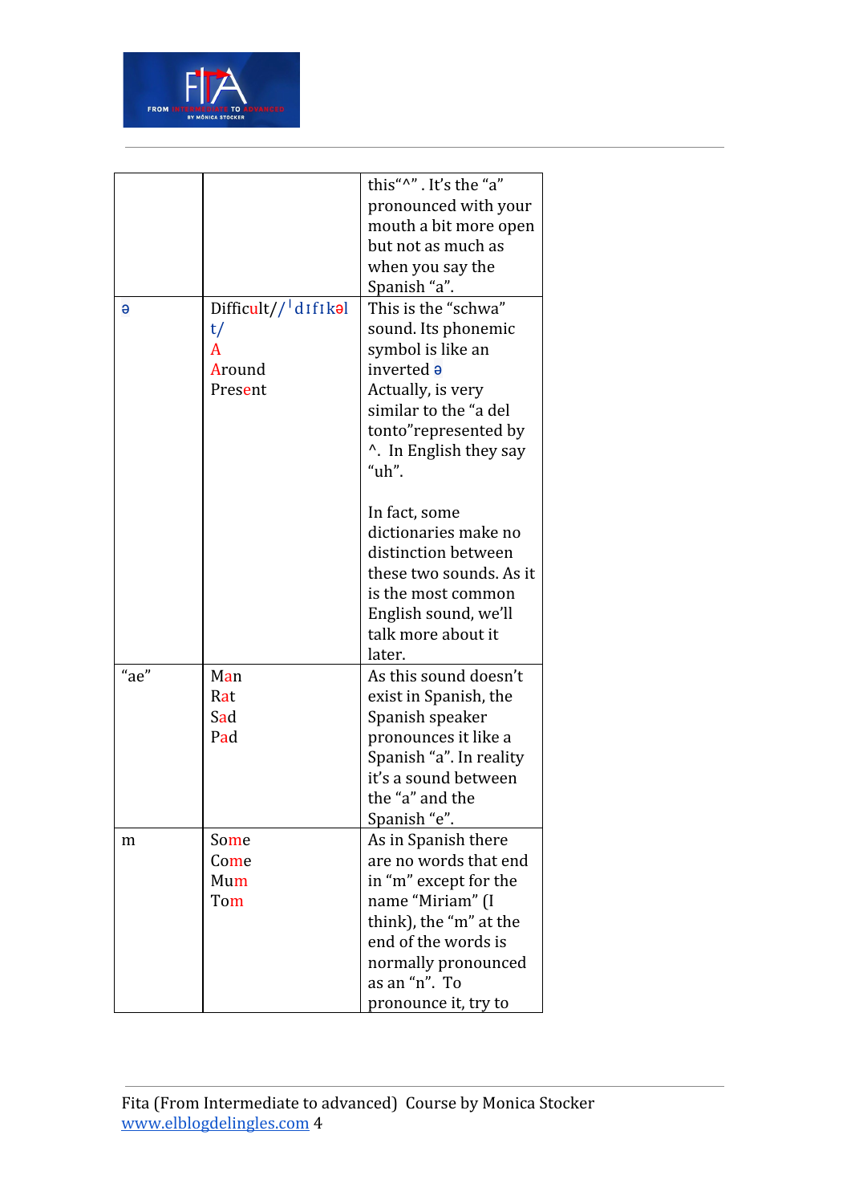| | | |
|---|---|---|
| | | this“^” . It’s the “a” pronounced with your mouth a bit more open but not as much as when you say the Spanish “a”. |
| ə | Difficult//ˈdɪfɪkəlt/<br>A<br>Around<br>Present | This is the “schwa” sound. Its phonemic symbol is like an inverted ə<br>Actually, is very similar to the “a del tonto”represented by ^.  In English they say “uh”.<br><br>In fact, some dictionaries make no distinction between these two sounds. As it is the most common English sound, we’ll talk more about it later. |
| “ae” | Man<br>Rat<br>Sad<br>Pad | As this sound doesn’t exist in Spanish, the Spanish speaker pronounces it like a Spanish “a”. In reality it’s a sound between the “a” and the Spanish “e”. |
| m | Some<br>Come<br>Mum<br>Tom | As in Spanish there are no words that end in “m” except for the name “Miriam” (I think), the “m” at the end of the words is normally pronounced as an “n”.  To pronounce it, try to |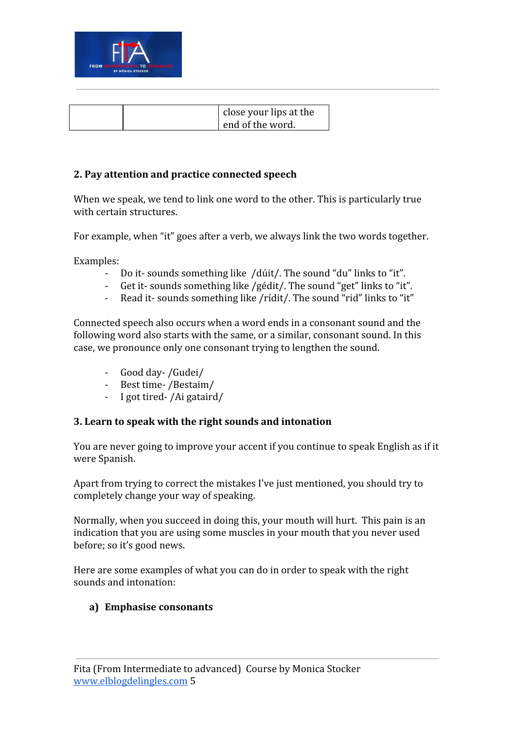| | | close your lips at the end of the word. |
|---|---|---|

**2. Pay attention and practice connected speech**

When we speak, we tend to link one word to the other. This is particularly true with certain structures.

For example, when "it" goes after a verb, we always link the two words together.

Examples:

- Do it- sounds something like /dúit/. The sound "du" links to "it".
- Get it- sounds something like /gédit/. The sound "get" links to "it".
- Read it- sounds something like /rídit/. The sound "rid" links to "it"

Connected speech also occurs when a word ends in a consonant sound and the following word also starts with the same, or a similar, consonant sound. In this case, we pronounce only one consonant trying to lengthen the sound.

- Good day- /Gudei/
- Best time- /Bestaim/
- I got tired- /Ai gatairđ/

**3. Learn to speak with the right sounds and intonation**

You are never going to improve your accent if you continue to speak English as if it were Spanish.

Apart from trying to correct the mistakes I've just mentioned, you should try to completely change your way of speaking.

Normally, when you succeed in doing this, your mouth will hurt. This pain is an indication that you are using some muscles in your mouth that you never used before; so it's good news.

Here are some examples of what you can do in order to speak with the right sounds and intonation:

**a) Emphasise consonants**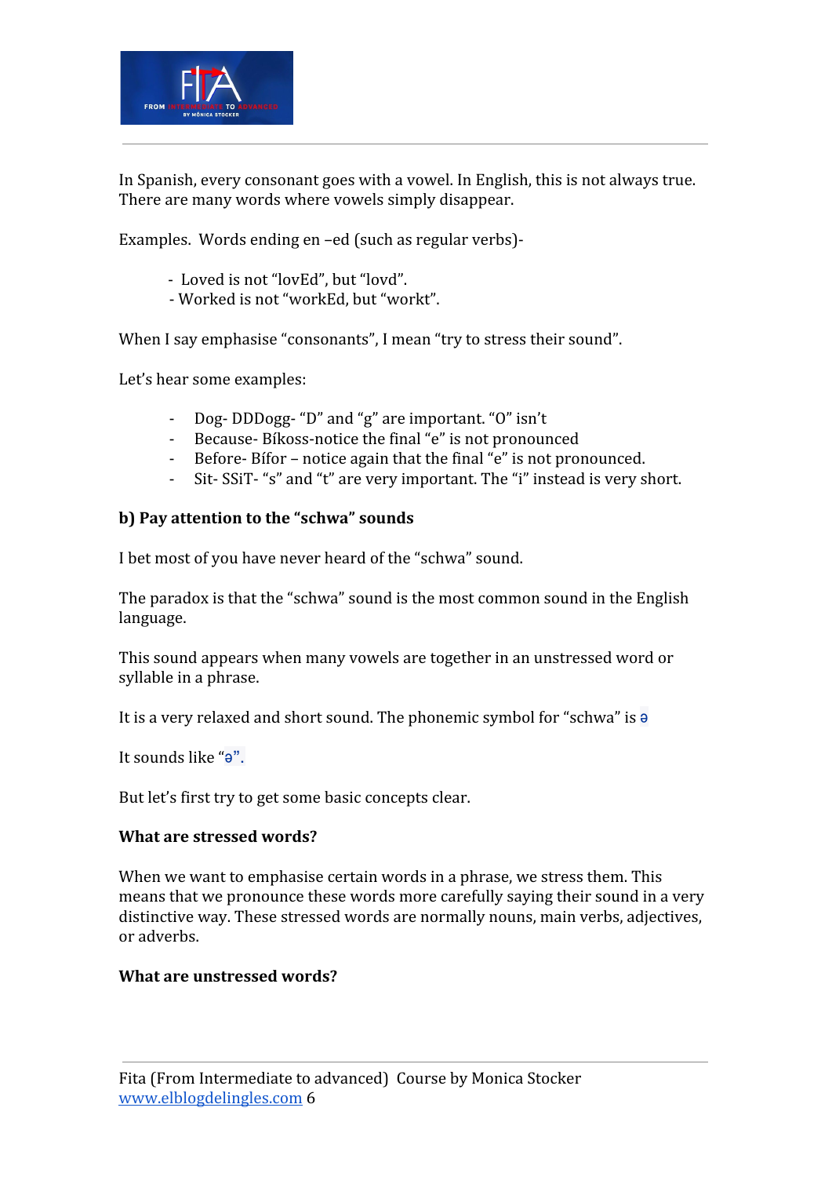In Spanish, every consonant goes with a vowel. In English, this is not always true. There are many words where vowels simply disappear.

Examples. Words ending en –ed (such as regular verbs)-

- Loved is not “lovEd”, but “lovd”.
- Worked is not “workEd, but “workt”.

When I say emphasise “consonants”, I mean “try to stress their sound”.

Let’s hear some examples:

- Dog- DDDogg- “D” and “g” are important. “O” isn’t
- Because- Bíkoss-notice the final “e” is not pronounced
- Before- Bífor – notice again that the final “e” is not pronounced.
- Sit- SSiT- “s” and “t” are very important. The “i” instead is very short.

**b) Pay attention to the “schwa” sounds**

I bet most of you have never heard of the “schwa” sound.

The paradox is that the “schwa” sound is the most common sound in the English language.

This sound appears when many vowels are together in an unstressed word or syllable in a phrase.

It is a very relaxed and short sound. The phonemic symbol for “schwa” is ə

It sounds like “ə”.

But let’s first try to get some basic concepts clear.

**What are stressed words?**

When we want to emphasise certain words in a phrase, we stress them. This means that we pronounce these words more carefully saying their sound in a very distinctive way. These stressed words are normally nouns, main verbs, adjectives, or adverbs.

**What are unstressed words?**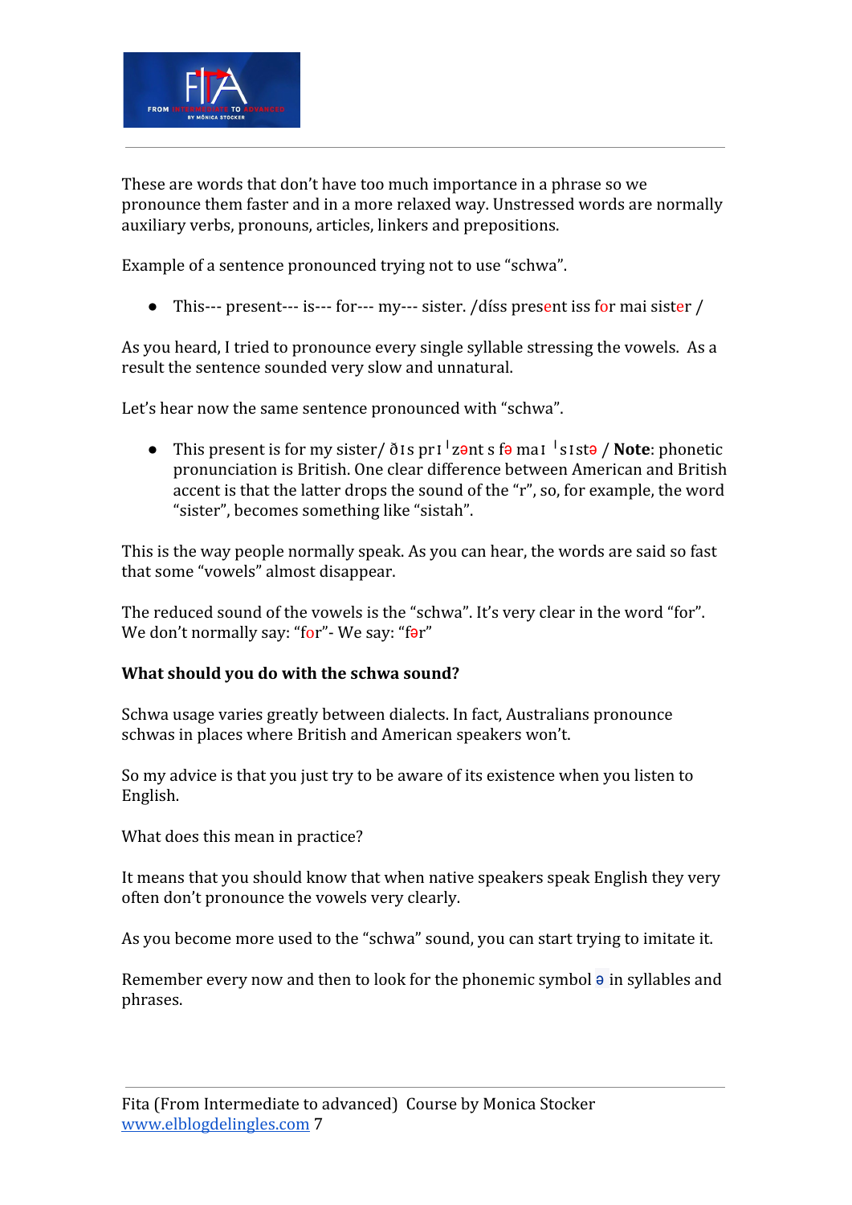These are words that don't have too much importance in a phrase so we pronounce them faster and in a more relaxed way. Unstressed words are normally auxiliary verbs, pronouns, articles, linkers and prepositions.

Example of a sentence pronounced trying not to use "schwa".

- This--- present--- is--- for--- my--- sister. /díss present iss for mai sister /

As you heard, I tried to pronounce every single syllable stressing the vowels. As a result the sentence sounded very slow and unnatural.

Let's hear now the same sentence pronounced with "schwa".

- This present is for my sister/ ðɪs prɪˈzənt s fə maɪ ˈsɪstə / **Note**: phonetic pronunciation is British. One clear difference between American and British accent is that the latter drops the sound of the "r", so, for example, the word "sister", becomes something like "sistah".

This is the way people normally speak. As you can hear, the words are said so fast that some "vowels" almost disappear.

The reduced sound of the vowels is the "schwa". It's very clear in the word "for". We don't normally say: "for"- We say: "fər"

**What should you do with the schwa sound?**

Schwa usage varies greatly between dialects. In fact, Australians pronounce schwas in places where British and American speakers won't.

So my advice is that you just try to be aware of its existence when you listen to English.

What does this mean in practice?

It means that you should know that when native speakers speak English they very often don't pronounce the vowels very clearly.

As you become more used to the "schwa" sound, you can start trying to imitate it.

Remember every now and then to look for the phonemic symbol ə in syllables and phrases.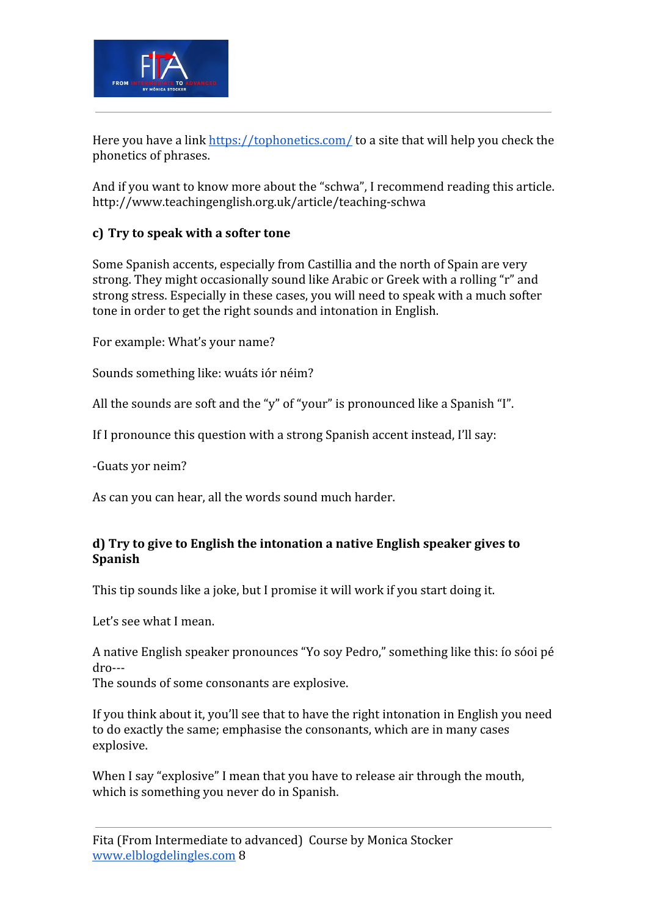Here you have a link [https://tophonetics.com/](https://tophonetics.com/) to a site that will help you check the phonetics of phrases.

And if you want to know more about the "schwa", I recommend reading this article. http://www.teachingenglish.org.uk/article/teaching-schwa

**c) Try to speak with a softer tone**

Some Spanish accents, especially from Castillia and the north of Spain are very strong. They might occasionally sound like Arabic or Greek with a rolling "r" and strong stress. Especially in these cases, you will need to speak with a much softer tone in order to get the right sounds and intonation in English.

For example: What's your name?

Sounds something like: wuáts iór néim?

All the sounds are soft and the "y" of "your" is pronounced like a Spanish "I".

If I pronounce this question with a strong Spanish accent instead, I'll say:

-Guats yor neim?

As can you can hear, all the words sound much harder.

**d) Try to give to English the intonation a native English speaker gives to Spanish**

This tip sounds like a joke, but I promise it will work if you start doing it.

Let's see what I mean.

A native English speaker pronounces "Yo soy Pedro," something like this: ío sóoi pé dro---
The sounds of some consonants are explosive.

If you think about it, you'll see that to have the right intonation in English you need to do exactly the same; emphasise the consonants, which are in many cases explosive.

When I say "explosive" I mean that you have to release air through the mouth, which is something you never do in Spanish.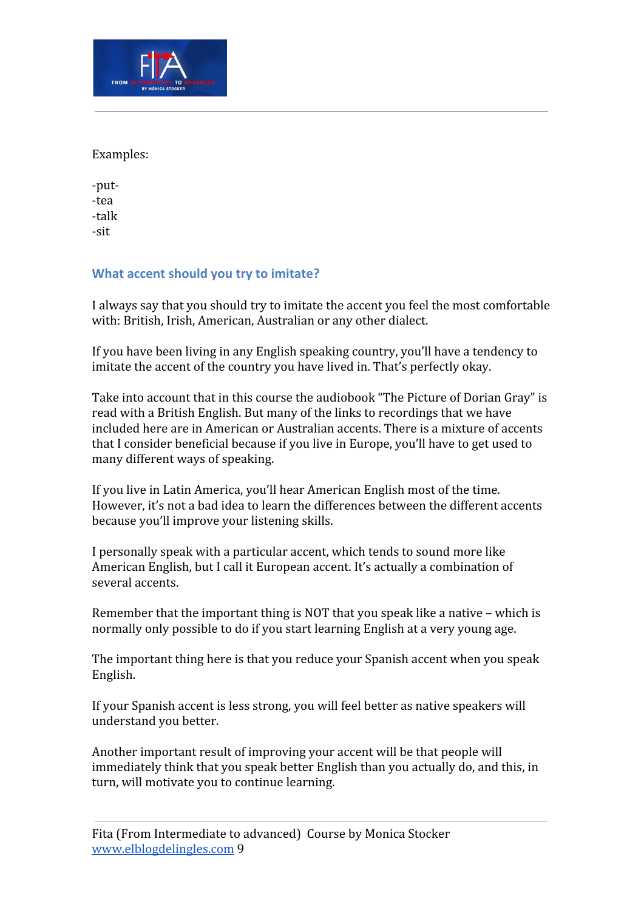Examples:

-put-
-tea
-talk
-sit

## What accent should you try to imitate?

I always say that you should try to imitate the accent you feel the most comfortable with: British, Irish, American, Australian or any other dialect.

If you have been living in any English speaking country, you'll have a tendency to imitate the accent of the country you have lived in. That's perfectly okay.

Take into account that in this course the audiobook "The Picture of Dorian Gray" is read with a British English. But many of the links to recordings that we have included here are in American or Australian accents. There is a mixture of accents that I consider beneficial because if you live in Europe, you'll have to get used to many different ways of speaking.

If you live in Latin America, you'll hear American English most of the time. However, it's not a bad idea to learn the differences between the different accents because you'll improve your listening skills.

I personally speak with a particular accent, which tends to sound more like American English, but I call it European accent. It's actually a combination of several accents.

Remember that the important thing is NOT that you speak like a native – which is normally only possible to do if you start learning English at a very young age.

The important thing here is that you reduce your Spanish accent when you speak English.

If your Spanish accent is less strong, you will feel better as native speakers will understand you better.

Another important result of improving your accent will be that people will immediately think that you speak better English than you actually do, and this, in turn, will motivate you to continue learning.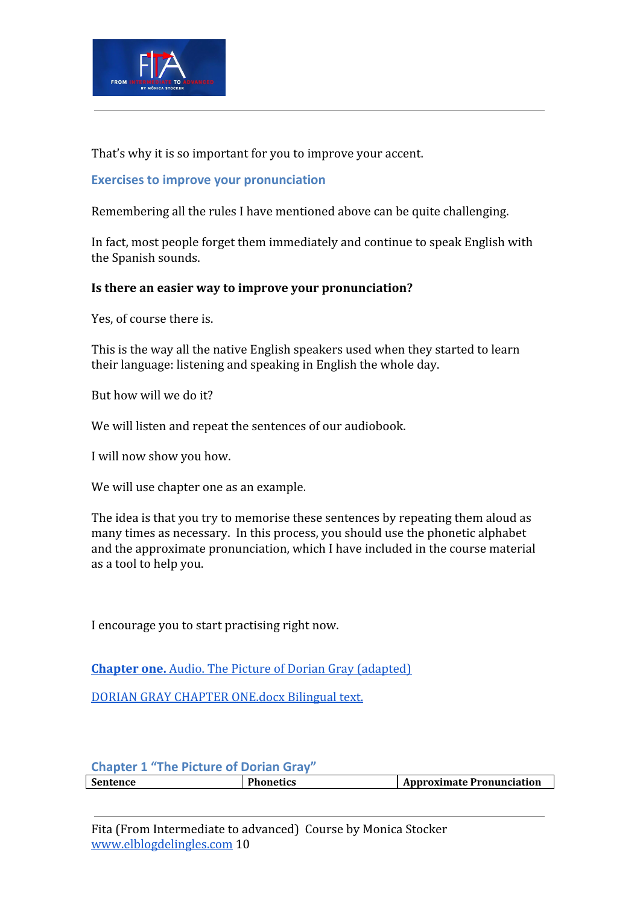That's why it is so important for you to improve your accent.

## Exercises to improve your pronunciation

Remembering all the rules I have mentioned above can be quite challenging.

In fact, most people forget them immediately and continue to speak English with the Spanish sounds.

**Is there an easier way to improve your pronunciation?**

Yes, of course there is.

This is the way all the native English speakers used when they started to learn their language: listening and speaking in English the whole day.

But how will we do it?

We will listen and repeat the sentences of our audiobook.

I will now show you how.

We will use chapter one as an example.

The idea is that you try to memorise these sentences by repeating them aloud as many times as necessary. In this process, you should use the phonetic alphabet and the approximate pronunciation, which I have included in the course material as a tool to help you.

I encourage you to start practising right now.

**Chapter one.** Audio. The Picture of Dorian Gray (adapted)

DORIAN GRAY CHAPTER ONE.docx Bilingual text.

## Chapter 1 "The Picture of Dorian Gray"

| Sentence | Phonetics | Approximate Pronunciation |
|---|---|---|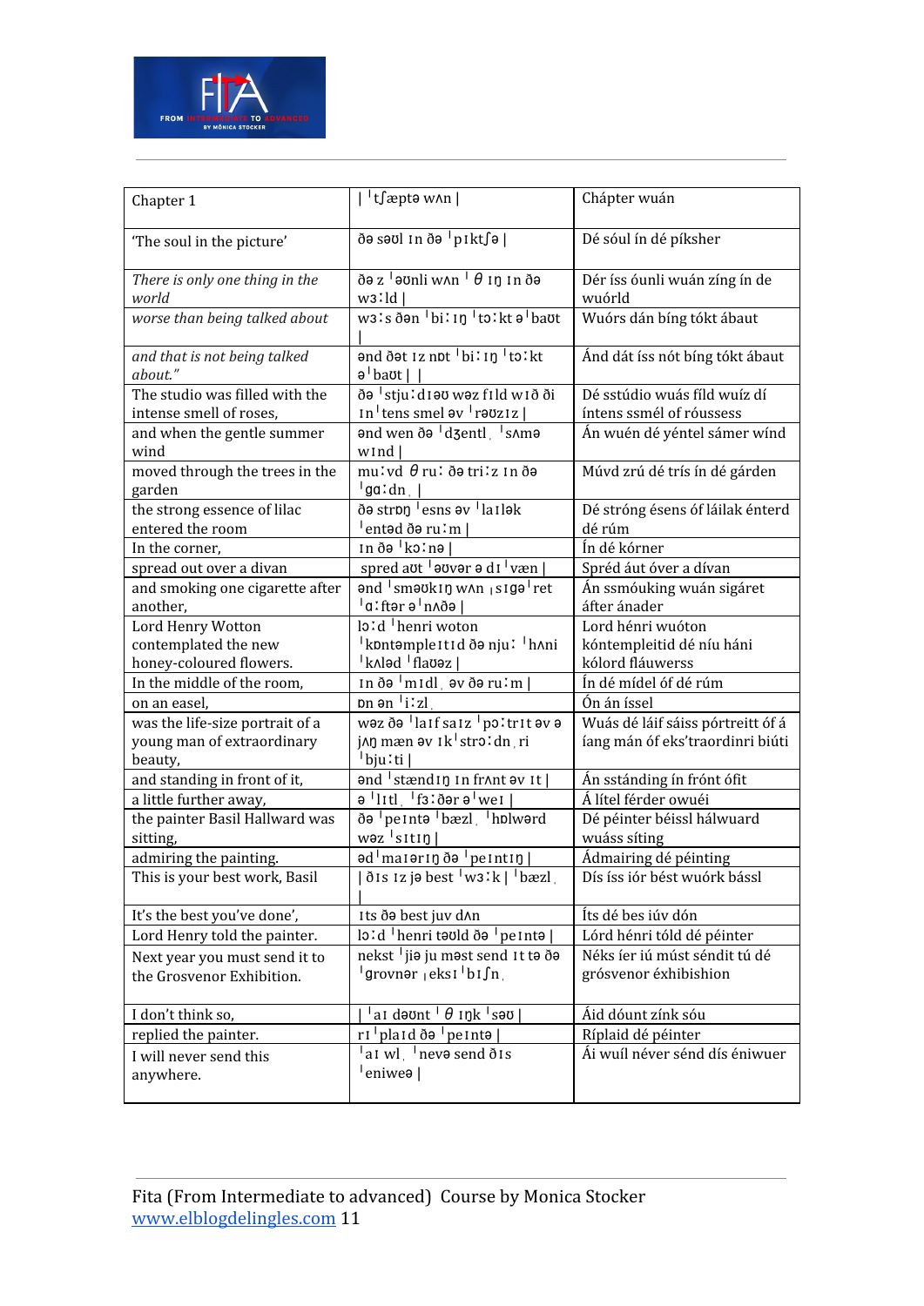| Chapter 1 | \| ˈtʃæptə wʌn \| | Chápter wuán |
|---|---|---|
| 'The soul in the picture' | ðə səʊl ɪn ðə ˈpɪktʃə \| | Dé sóul ín dé píksher |
| *There is only one thing in the world* | ðə z ˈəʊnli wʌn ˈ θ ɪŋ ɪn ðə wɜːld \| | Dér íss óunli wuán zíng ín de wuórld |
| *worse than being talked about* | wɜːs ðən ˈbiːɪŋ ˈtɔːkt əˈbaʊt \| | Wuórs dán bíng tókt ábaut |
| *and that is not being talked about."* | ənd ðət ɪz nɒt ˈbiːɪŋ ˈtɔːkt əˈbaʊt \| \| | Ánd dát íss nót bíng tókt ábaut |
| The studio was filled with the intense smell of roses, | ðə ˈstjuːdɪəʊ wəz fɪld wɪð ði ɪnˈtens smel əv ˈrəʊzɪz \| | Dé sstúdio wuás fíld wuíz dí íntens ssmél of róussess |
| and when the gentle summer wind | ənd wen ðə ˈdʒentl ˈsʌmə wɪnd \| | Án wuén dé yéntel sámer wínd |
| moved through the trees in the garden | muːvd θ ruː ðə triːz ɪn ðə ˈɡɑːdn \| | Múvd zrú dé trís ín dé gárden |
| the strong essence of lilac entered the room | ðə strɒŋ ˈesns əv ˈlaɪlək ˈentəd ðə ruːm \| | Dé stróng ésens óf láilak énterd dé rúm |
| In the corner, | ɪn ðə ˈkɔːnə \| | Ín dé kórner |
| spread out over a divan | spred aʊt ˈəʊvər ə dɪˈvæn \| | Spréd áut óver a díván |
| and smoking one cigarette after another, | ənd ˈsməʊkɪŋ wʌn ˌsɪɡəˈret ˈɑːftər əˈnʌðə \| | Án ssmóuking wuán sigáret áfter ánader |
| Lord Henry Wotton contemplated the new honey-coloured flowers. | lɔːd ˈhenri woton ˈkɒntəmpleɪtɪd ðə njuː ˈhʌni ˈkʌləd ˈflaʊəz \| | Lord hénri wuóton kóntempleitid dé níu háni kólord fláuwerss |
| In the middle of the room, | ɪn ðə ˈmɪdl əv ðə ruːm \| | Ín dé mídel óf dé rúm |
| on an easel, | ɒn ən ˈiːzl | Ón án íssel |
| was the life-size portrait of a young man of extraordinary beauty, | wəz ðə ˈlaɪfsaɪz ˈpɔːtrɪt əv ə jʌŋ mæn əv ɪkˈstrɔːdnri ˈbjuːti \| | Wuás dé láif sáiss pórtreitt óf á íang mán óf eks'traordinri biúti |
| and standing in front of it, | ənd ˈstændɪŋ ɪn frʌnt əv ɪt \| | Án sstánding ín frónt ófit |
| a little further away, | ə ˈlɪtl ˈfɜːðər əˈweɪ \| | Á lítel férder owuéi |
| the painter Basil Hallward was sitting, | ðə ˈpeɪntə ˈbæzl ˈhɒlwərd wəz ˈsɪtɪŋ \| | Dé péinter béissl hálwuard wuáss síting |
| admiring the painting. | ədˈmaɪərɪŋ ðə ˈpeɪntɪŋ \| | Ádmairing dé péinting |
| This is your best work, Basil | \| ðɪs ɪz jə best ˈwɜːk \| ˈbæzl | Dís íss iór bést wuórk bássl |
| It's the best you've done', | ɪts ðə best juv dʌn | Íts dé bes iúv dón |
| Lord Henry told the painter. | lɔːd ˈhenri təʊld ðə ˈpeɪntə \| | Lórd hénri tóld dé péinter |
| Next year you must send it to the Grosvenor Exhibition. | nekst ˈjiə ju məst send ɪt tə ðə ˈɡrovnər ˌeksɪˈbɪʃn | Néks íer iú múst séndit tú dé grósvenor éxhibishion |
| I don't think so, | \| ˈaɪ dəʊnt ˈ θ ɪŋk ˈsəʊ \| | Áid dóunt zínk sóu |
| replied the painter. | rɪˈplaɪd ðə ˈpeɪntə \| | Ríplaid dé péinter |
| I will never send this anywhere. | ˈaɪ wl ˈnevə send ðɪs ˈeniweə \| | Ái wuíl néver sénd dís éniwuer |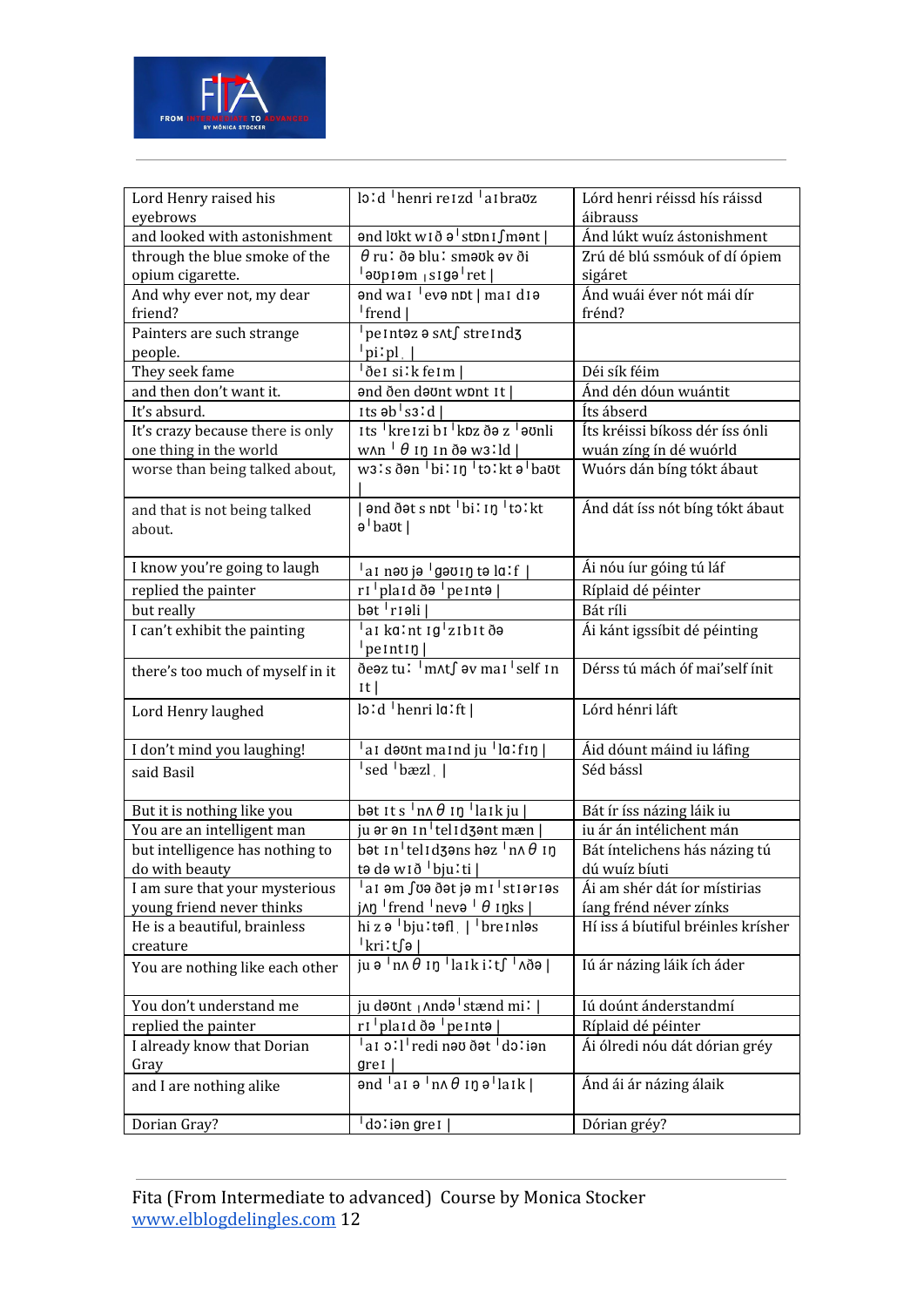| Lord Henry raised his eyebrows | lɔːd ˈhenri reɪzd ˈaɪbraʊz | Lórd henri réissd hís ráissd áibrauss |
|---|---|---|
| and looked with astonishment | ənd lʊkt wɪð əˈstɒnɪʃmənt \| | Ánd lúkt wuíz ástonishment |
| through the blue smoke of the opium cigarette. | θruː ðə bluː sməʊk əv ði ˈəʊpɪəm ˌsɪɡəˈret \| | Zrú dé blú ssmóuk of dí ópiem sigáret |
| And why ever not, my dear friend? | ənd waɪ ˈevə nɒt \| maɪ dɪə ˈfrend \| | Ánd wuái éver nót mái dír frénd? |
| Painters are such strange people. | ˈpeɪntəz ə sʌtʃ streɪndʒ ˈpiːpl̩ \| | |
| They seek fame | ˈðeɪ siːk feɪm \| | Déi sík féim |
| and then don't want it. | ənd ðen dəʊnt wɒnt ɪt \| | Ánd dén dóun wuántit |
| It's absurd. | ɪts əbˈsɜːd \| | Íts ábserd |
| It's crazy because there is only one thing in the world | ɪts ˈkreɪzi bɪˈkɒz ðə z ˈəʊnli wʌn ˈθɪŋ ɪn ðə wɜːld \| | Íts kréissi bíkoss dér íss ónli wuán zíng ín dé wuórld |
| worse than being talked about, | wɜːs ðən ˈbiːɪŋ ˈtɔːkt əˈbaʊt \| | Wuórs dán bíng tókt ábaut |
| and that is not being talked about. | \| ənd ðət s nɒt ˈbiːɪŋ ˈtɔːkt əˈbaʊt \| | Ánd dát íss nót bíng tókt ábaut |
| I know you're going to laugh | ˈaɪ nəʊ jə ˈɡəʊɪŋ tə lɑːf \| | Ái nóu íur góing tú láf |
| replied the painter | rɪˈplaɪd ðə ˈpeɪntə \| | Ríplaid dé péinter |
| but really | bət ˈrɪəli \| | Bát ríli |
| I can't exhibit the painting | ˈaɪ kɑːnt ɪɡˈzɪbɪt ðə ˈpeɪntɪŋ \| | Ái kánt igssíbit dé péinting |
| there's too much of myself in it | ðeəz tuː ˈmʌtʃ əv maɪˈself ɪn ɪt \| | Dérss tú mách óf mai'self ínit |
| Lord Henry laughed | lɔːd ˈhenri lɑːft \| | Lórd hénri láft |
| I don't mind you laughing! | ˈaɪ dəʊnt maɪnd ju ˈlɑːfɪŋ \| | Áid dóunt máind iu láfing |
| said Basil | ˈsed ˈbæzl̩ \| | Séd bássl |
| But it is nothing like you | bət ɪt s ˈnʌθɪŋ ˈlaɪk ju \| | Bát ír íss názing láik iu |
| You are an intelligent man | ju ər ən ɪnˈtelɪdʒənt mæn \| | iu ár án intélichent mán |
| but intelligence has nothing to do with beauty | bət ɪnˈtelɪdʒəns həz ˈnʌθɪŋ tə də wɪð ˈbjuːti \| | Bát íntelichens hás názing tú dú wuíz bíuti |
| I am sure that your mysterious young friend never thinks | ˈaɪ əm ʃʊə ðət jə mɪˈstɪərɪəs jʌŋ ˈfrend ˈnevə ˈθɪŋks \| | Ái am shér dát íor místirias íang frénd néver zínks |
| He is a beautiful, brainless creature | hi z ə ˈbjuːtəfl̩ \| ˈbreɪnləs ˈkriːtʃə \| | Hí iss á bíutiful bréinles krísher |
| You are nothing like each other | ju ə ˈnʌθɪŋ ˈlaɪk iːtʃ ˈʌðə \| | Iú ár názing láik ích áder |
| You don't understand me | ju dəʊnt ˌʌndəˈstænd miː \| | Iú dóunt ánderstandmí |
| replied the painter | rɪˈplaɪd ðə ˈpeɪntə \| | Ríplaid dé péinter |
| I already know that Dorian Gray | ˈaɪ ɔːlˈredi nəʊ ðət ˈdɔːrɪən ɡreɪ \| | Ái ólredi nóu dát dórian gréy |
| and I are nothing alike | ənd ˈaɪ ə ˈnʌθɪŋ əˈlaɪk \| | Ánd ái ár názing álaik |
| Dorian Gray? | ˈdɔːrɪən ɡreɪ \| | Dórian gréy? |

Fita (From Intermediate to advanced) Course by Monica Stocker
www.elblogdelingles.com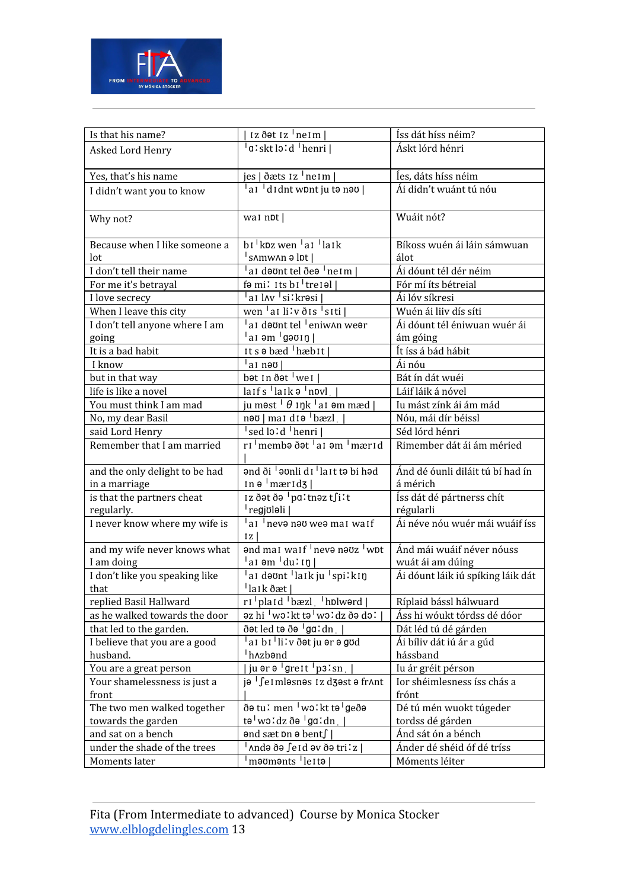| Is that his name? | \| ɪz ðət ɪz ˈneɪm \| | Íss dát híss néim? |
|---|---|---|
| Asked Lord Henry | ˈɑːskt lɔːd ˈhenri \| | Áskt lórd hénri |
| Yes, that's his name | jes \| ðæts ɪz ˈneɪm \| | Íes, dáts híss néim |
| I didn't want you to know | ˈaɪ ˈdɪdnt wɒnt ju tə nəʊ \| | Ái didn't wuánt tú nóu |
| Why not? | waɪ nɒt \| | Wuáit nót? |
| Because when I like someone a lot | bɪˈkɒz wen ˈaɪ ˈlaɪk ˈsʌmwʌn ə lɒt \| | Bíkoss wuén ái láin sámwuan álot |
| I don't tell their name | ˈaɪ dəʊnt tel ðeə ˈneɪm \| | Ái dóunt tél dér néim |
| For me it's betrayal | fə miː ɪts bɪˈtreɪəl \| | Fór mí íts bétreial |
| I love secrecy | ˈaɪ lʌv ˈsiːkrəsi \| | Ái lóv síkresi |
| When I leave this city | wen ˈaɪ liːv ðɪs ˈsɪti \| | Wuén ái liiv dís síti |
| I don't tell anyone where I am going | ˈaɪ dəʊnt tel ˈeniwʌn weər ˈaɪ əm ˈɡəʊɪŋ \| | Ái dóunt tél éniwuan wuér ái ám góing |
| It is a bad habit | ɪt s ə bæd ˈhæbɪt \| | Ít íss á bád hábit |
| I know | ˈaɪ nəʊ \| | Ái nóu |
| but in that way | bət ɪn ðət ˈweɪ \| | Bát ín dát wuéi |
| life is like a novel | laɪf s ˈlaɪk ə ˈnɒvl \| | Láif láik á nóvel |
| You must think I am mad | ju məst ˈθ ɪŋk ˈaɪ əm mæd \| | Iu mást zínk ái ám mád |
| No, my dear Basil | nəʊ \| maɪ dɪə ˈbæzl \| | Nóu, mái dír béissl |
| said Lord Henry | ˈsed lɔːd ˈhenri \| | Séd lórd hénri |
| Remember that I am married | rɪˈmembə ðət ˈaɪ əm ˈmærɪd \| | Rimember dát ái ám méried |
| and the only delight to be had in a marriage | ənd ði ˈəʊnli dɪˈlaɪt tə bi həd ɪn ə ˈmærɪdʒ \| | Ánd dé óunli diláit tú bí had ín á mérich |
| is that the partners cheat regularly. | ɪz ðət ðə ˈpɑːtnəz tʃiːt ˈregjʊləli \| | Íss dát dé pártnerss chít régularli |
| I never know where my wife is | ˈaɪ ˈnevə nəʊ weə maɪ waɪf ɪz \| | Ái néve nóu wuér mái wuáif íss |
| and my wife never knows what I am doing | ənd maɪ waɪf ˈnevə nəʊz ˈwɒt ˈaɪ əm ˈduːɪŋ \| | Ánd mái wuáif néver nóuss wuát ái am dúing |
| I don't like you speaking like that | ˈaɪ dəʊnt ˈlaɪk ju ˈspiːkɪŋ ˈlaɪk ðæt \| | Ái dóunt láik iú spíking láik dát |
| replied Basil Hallward | rɪˈplaɪd ˈbæzl ˈhɒlwərd \| | Ríplaid bássl hálwuard |
| as he walked towards the door | əz hi ˈwɔːkt təˈwɔːdz ðə dɔː \| | Áss hi wóukt tórdss dé dóor |
| that led to the garden. | ðət led tə ðə ˈɡɑːdn \| | Dát léd tú dé gárden |
| I believe that you are a good husband. | ˈaɪ bɪˈliːv ðət ju ər ə ɡʊd ˈhʌzbənd | Ái bíliv dát iú ár a gúd hássband |
| You are a great person | \| ju ər ə ˈɡreɪt ˈpɜːsn \| | Iu ár gréit pérson |
| Your shamelessness is just a front | jə ˈʃeɪmləsnəs ɪz dʒəst ə frʌnt | Ior shéimlesness íss chás a frónt |
| The two men walked together towards the garden | ðə tuː men ˈwɔːkt təˈɡeðə təˈwɔːdz ðə ˈɡɑːdn \| | Dé tú mén wukt túgeder tordss dé gárden |
| and sat on a bench | ənd sæt ɒn ə bentʃ \| | Ánd sát ón a bénch |
| under the shade of the trees | ˈʌndə ðə ʃeɪd əv ðə triːz \| | Ánder dé shéid óf dé tríss |
| Moments later | ˈməʊmənts ˈleɪtə \| | Móments léiter |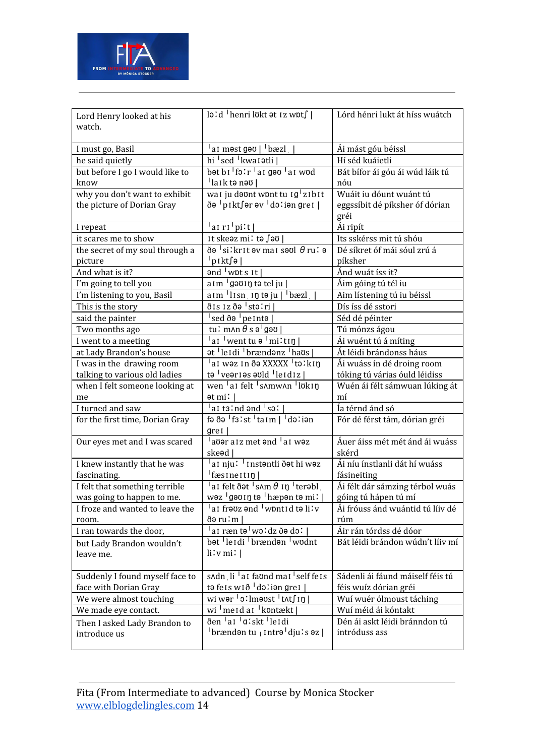| | | |
|---|---|---|
| Lord Henry looked at his watch. | lɔːd ˈhenri lʊkt ət ɪz wɒtʃ \| | Lórd hénri lukt át híss wuátch |
| I must go, Basil | ˈaɪ məst ɡəʊ \| ˈbæzl̩ \| | Ái mást góu béissl |
| he said quietly | hi ˈsed ˈkwaɪətli \| | Hí séd kuáietli |
| but before I go I would like to know | bət bɪˈfɔːr ˈaɪ ɡəʊ ˈaɪ wʊd ˈlaɪk tə nəʊ \| | Bát bífor ái góu ái wúd láik tú nóu |
| why you don't want to exhibit the picture of Dorian Gray | waɪ ju dəʊnt wɒnt tu ɪɡˈzɪbɪt ðə ˈpɪktʃər əv ˈdɔːiən ɡreɪ \| | Wuáit iu dóunt wuánt tú eggssíbit dé píksher óf dórian gréi |
| I repeat | ˈaɪ rɪˈpiːt \| | Ái ripít |
| it scares me to show | ɪt skeəz miː tə ʃəʊ \| | Its sskérss mit tú shóu |
| the secret of my soul through a picture | ðə ˈsiːkrɪt əv maɪ səʊl θruː ə ˈpɪktʃə \| | Dé síkret óf mái sóul zrú á píksher |
| And what is it? | ənd ˈwɒt s ɪt \| | Ánd wuát íss it? |
| I'm going to tell you | aɪm ˈɡəʊɪŋ tə tel ju \| | Áim góing tú tél iu |
| I'm listening to you, Basil | aɪm ˈlɪsn̩ ɪŋ tə ju \| ˈbæzl̩ \| | Aim lístening tú iu béissl |
| This is the story | ðɪs ɪz ðə ˈstɔːri \| | Dís íss dé sstori |
| said the painter | ˈsed ðə ˈpeɪntə \| | Séd dé péinter |
| Two months ago | tuː mʌnθs əˈɡəʊ \| | Tú mónzs ágou |
| I went to a meeting | ˈaɪ ˈwent tu ə ˈmiːtɪŋ \| | Ái wuént tú á míting |
| at Lady Brandon's house | ət ˈleɪdi ˈbrændənz ˈhaʊs \| | Át léidi brándonss háus |
| I was in the drawing room talking to various old ladies | ˈaɪ wəz ɪn ðə XXXXX ˈtɔːkɪŋ tə ˈveərɪəs əʊld ˈleɪdɪz \| | Ái wuáss ín dé droing room tóking tú várias óuld léidiss |
| when I felt someone looking at me | wen ˈaɪ felt ˈsʌmwʌn ˈlʊkɪŋ ət miː \| | Wuén ái félt sámwuan lúking át mí |
| I turned and saw | ˈaɪ tɜːnd ənd ˈsɔː \| | Ía térnd ánd só |
| for the first time, Dorian Gray | fə ðə ˈfɜːst ˈtaɪm \| ˈdɔːiən ɡreɪ \| | Fór dé férst tám, dórian gréi |
| Our eyes met and I was scared | ˈaʊər aɪz met ənd ˈaɪ wəz skeəd \| | Áuer áiss mét mét ánd ái wuáss skérd |
| I knew instantly that he was fascinating. | ˈaɪ njuː ˈɪnstəntli ðət hi wəz ˈfæsɪneɪtɪŋ \| | Ái níu ínstlanli dát hí wuáss fásineiting |
| I felt that something terrible was going to happen to me. | ˈaɪ felt ðət ˈsʌmθɪŋ ˈterəbl̩ wəz ˈɡəʊɪŋ tə ˈhæpən tə miː \| | Ái félt dár sámzing térbol wuás góing tú hápen tú mí |
| I froze and wanted to leave the room. | ˈaɪ frəʊz ənd ˈwɒntɪd tə liːv ðə ruːm \| | Ái fróuss ánd wuántid tú lív dé rúm |
| I ran towards the door, | ˈaɪ ræn təˈwɔːdz ðə dɔː \| | Áir rán tórdss dé dóor |
| but Lady Brandon wouldn't leave me. | bət ˈleɪdi ˈbrændən ˈwʊdnt liːv miː \| | Bát léidi brándon wúdn't lív mí |
| Suddenly I found myself face to face with Dorian Gray | sʌdn̩ li ˈaɪ faʊnd maɪˈself feɪs tə feɪs wɪð ˈdɔːiən ɡreɪ \| | Sádenli ái fáund máiself féis tú féis wuíz dórian gréi |
| We were almost touching | wi wər ˈɔːlməʊst ˈtʌtʃɪŋ \| | Wuí wuér ólmoust táching |
| We made eye contact. | wi ˈmeɪd aɪ ˈkɒntækt \| | Wuí méid ái kóntakt |
| Then I asked Lady Brandon to introduce us | ðen ˈaɪ ˈɑːskt ˈleɪdi ˈbrændən tu ˌɪntrəˈdjuːs əz \| | Dén ái askt léidi bránndon tú intróduss ass |

Fita (From Intermediate to advanced) Course by Monica Stocker
www.elblogdelingles.com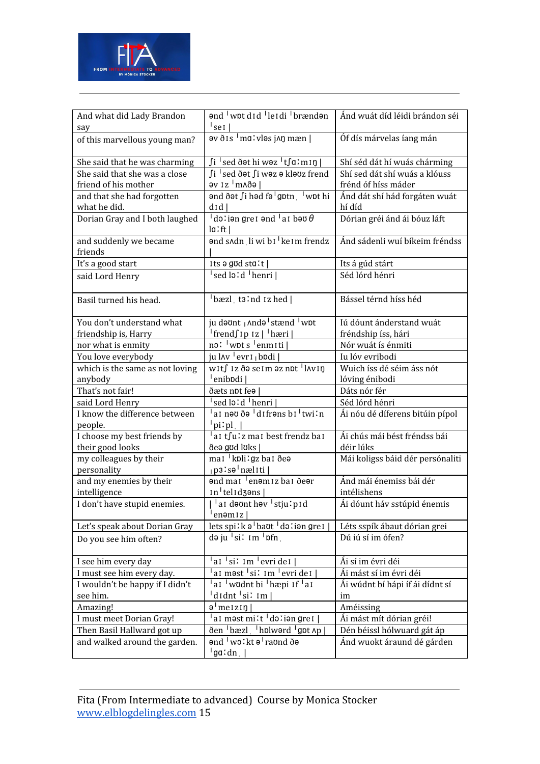| And what did Lady Brandon say | ənd ˈwɒt dɪd ˈleɪdi ˈbrændən ˈseɪ \| | Ánd wuát díd léidi brándon séi |
|---|---|---|
| of this marvellous young man? | əv ðɪs ˈmɑːvləs jʌŋ mæn \| | Óf dís márvelas íang mán |
| She said that he was charming | ʃi ˈsed ðət hi wəz ˈtʃɑːmɪŋ \| | Shí séd dát hí wuás chárming |
| She said that she was a close friend of his mother | ʃi ˈsed ðət ʃi wəz ə kləʊz frend əv ɪz ˈmʌðə \| | Shí sed dát shí wuás a klóuss frénd óf híss máder |
| and that she had forgotten what he did. | ənd ðət ʃi həd fəˈgɒtn ˌ ˈwɒt hi dɪd \| | Ánd dát shí hád forgáten wuát hí díd |
| Dorian Gray and I both laughed | ˈdɔːiən greɪ ənd ˈaɪ bəʊ θ lɑːft \| | Dórian gréi ánd ái bóuz láft |
| and suddenly we became friends | ənd sʌdn ˌ li wi bɪˈkeɪm frendz \| | Ánd sádenli wuí bíkeim fréndss |
| It's a good start | ɪts ə gʊd stɑːt \| | Its á gúd stárt |
| said Lord Henry | ˈsed lɔːd ˈhenri \| | Séd lórd hénri |
| Basil turned his head. | ˈbæzl ˌ tɜːnd ɪz hed \| | Bássel térnd híss héd |
| You don't understand what friendship is, Harry | ju dəʊnt ˌʌndəˈstænd ˈwɒt ˈfrendʃɪp ɪz \| ˈhæri \| | Iú dóunt ánderstand wuát fréndship íss, hári |
| nor what is enmity | nɔː ˈwɒt s ˈenmɪti \| | Nór wuát ís énmiti |
| You love everybody | ju lʌv ˈevrɪˌbɒdi \| | Iu lóv evribodi |
| which is the same as not loving anybody | wɪtʃ ɪz ðə seɪm əz nɒt ˈlʌvɪŋ ˈenibɒdi \| | Wuich íss dé séim áss nót lóving énibodi |
| That's not fair! | ðæts nɒt feə \| | Dáts nór fér |
| said Lord Henry | ˈsed lɔːd ˈhenri \| | Séd lórd hénri |
| I know the difference between people. | ˈaɪ nəʊ ðə ˈdɪfrəns bɪˈtwiːn ˈpiːpl ˌ \| | Ái nóu dé díferens bitúin pípol |
| I choose my best friends by their good looks | ˈaɪ tʃuːz maɪ best frendz baɪ ðeə gʊd lʊks \| | Ái chús mái bést fréndss bái déir lúks |
| my colleagues by their personality | maɪ ˈkɒliːgz baɪ ðeə ˌpɜːsəˈnælɪti \| | Mái koligss báid dér persónaliti |
| and my enemies by their intelligence | ənd maɪ ˈenəmɪz baɪ ðeər ɪnˈtelɪdʒəns \| | Ánd mái énemiss bái dér intélishens |
| I don't have stupid enemies. | \| ˈaɪ dəʊnt həv ˈstjuːpɪd ˈenəmɪz \| | Ái dóunt háv sstúpid énemis |
| Let's speak about Dorian Gray | lets spiːk əˈbaʊt ˈdɔːiən greɪ \| | Léts sspík ábaut dórian grei |
| Do you see him often? | də ju ˈsiː ɪm ˈɒfn ˌ | Dú iú sí im ófen? |
| I see him every day | ˈaɪ ˈsiː ɪm ˈevri deɪ \| | Ái sí im évri déi |
| I must see him every day. | ˈaɪ məst ˈsiː ɪm ˈevri deɪ \| | Ái mást sí im évri déi |
| I wouldn't be happy if I didn't see him. | ˈaɪ ˈwʊdnt bi ˈhæpi ɪf ˈaɪ ˈdɪdnt ˈsiː ɪm \| | Ái wúdnt bí hápi íf ái dídnt sí im |
| Amazing! | əˈmeɪzɪŋ \| | Améissing |
| I must meet Dorian Gray! | ˈaɪ məst miːt ˈdɔːiən greɪ \| | Ái mást mít dórian gréi! |
| Then Basil Hallward got up | ðen ˈbæzl ˌ ˈhɒlwərd ˈgɒt ʌp | Dén béissl hólwuard gát áp |
| and walked around the garden. | ənd ˈwɔːkt əˈraʊnd ðə ˈgɑːdn ˌ \| | Ánd wuokt áraund dé gárden |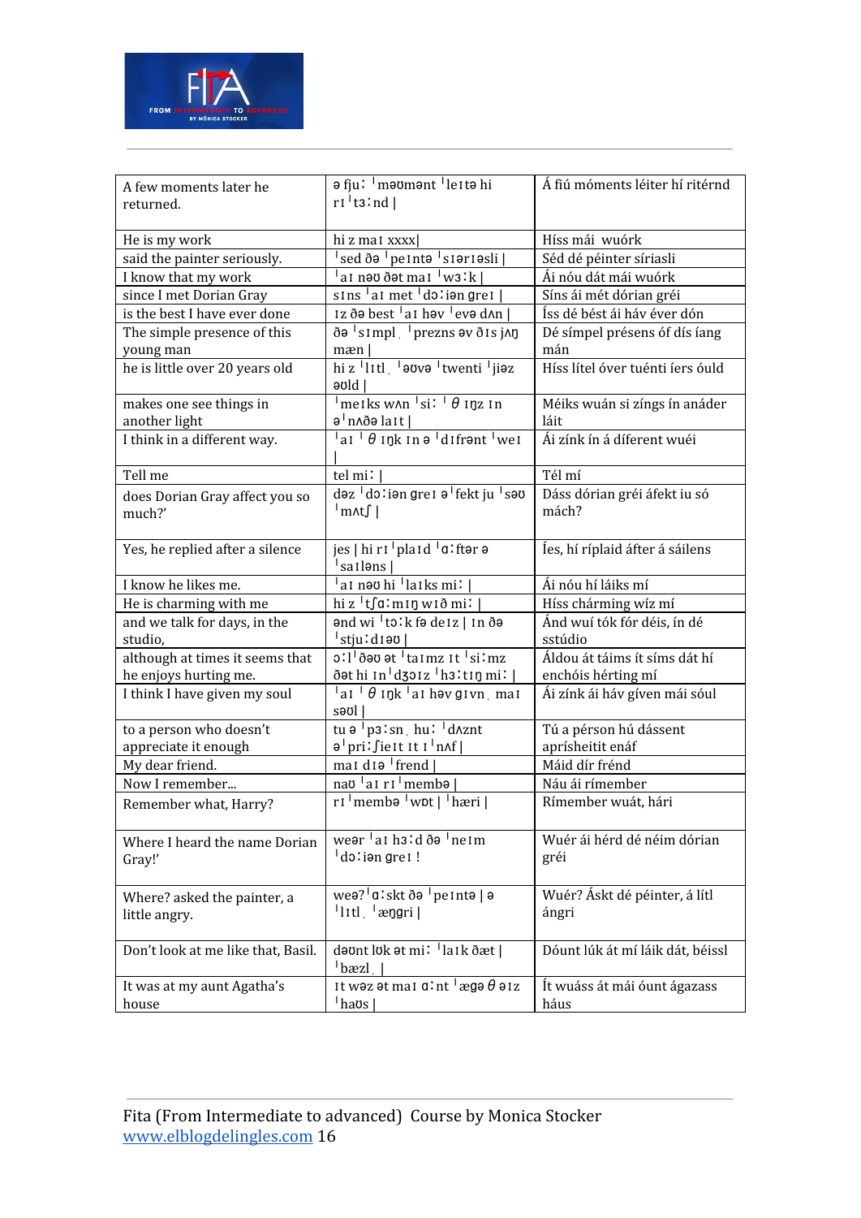| A few moments later he returned. | ə fjuː ˈməʊmənt ˈleɪtə hi rɪˈtɜːnd \| | Á fiú móments léiter hí ritérnd |
|---|---|---|
| He is my work | hi z maɪ xxxx\| | Híss mái wuórk |
| said the painter seriously. | ˈsed ðə ˈpeɪntə ˈsɪərɪəsli \| | Séd dé péinter síriasli |
| I know that my work | ˈaɪ nəʊ ðət maɪ ˈwɜːk \| | Ái nóu dát mái wuórk |
| since I met Dorian Gray | sɪns ˈaɪ met ˈdɔːiən ɡreɪ \| | Síns ái mét dórian gréi |
| is the best I have ever done | ɪz ðə best ˈaɪ həv ˈevə dʌn \| | Íss dé bést ái háv éver dón |
| The simple presence of this young man | ðə ˈsɪmpl ˌ ˈprezns əv ðɪs jʌŋ mæn \| | Dé símpel présens óf dís íang mán |
| he is little over 20 years old | hi z ˈlɪtl ˌ ˈəʊvə ˈtwenti ˈjɪəz əʊld \| | Híss lítel óver tuénti íers óuld |
| makes one see things in another light | ˈmeɪks wʌn ˈsiː ˈ θ ɪŋz ɪn əˈnʌðə laɪt \| | Méiks wuán si zíngs ín anáder láit |
| I think in a different way. | ˈaɪ ˈ θ ɪŋk ɪn ə ˈdɪfrənt ˈweɪ \| | Ái zínk ín á díferent wuéi |
| Tell me | tel miː \| | Tél mí |
| does Dorian Gray affect you so much?' | dəz ˈdɔːiən ɡreɪ əˈfekt ju ˈsəʊ ˈmʌtʃ \| | Dáss dórian gréi áfekt iu só mách? |
| Yes, he replied after a silence | jes \| hi rɪˈplaɪd ˈɑːftər ə ˈsaɪləns \| | Íes, hí ríplaid áfter á sáilens |
| I know he likes me. | ˈaɪ nəʊ hi ˈlaɪks miː \| | Ái nóu hí láiks mí |
| He is charming with me | hi z ˈtʃɑːmɪŋ wɪð miː \| | Híss chárming wíz mí |
| and we talk for days, in the studio, | ənd wi ˈtɔːk fə deɪz \| ɪn ðə ˈstjuːdɪəʊ \| | Ánd wuí tók fór déis, ín dé sstúdio |
| although at times it seems that he enjoys hurting me. | ɔːlˈðəʊ ət ˈtaɪmz ɪt ˈsiːmz ðət hi ɪnˈdʒɔɪz ˈhɜːtɪŋ miː \| | Áldou át táims ít síms dát hí enchóis hérting mí |
| I think I have given my soul | ˈaɪ ˈ θ ɪŋk ˈaɪ həv ɡɪvn ˌ maɪ səʊl \| | Ái zínk ái háv gíven mái sóul |
| to a person who doesn't appreciate it enough | tu ə ˈpɜːsn ˌ huː ˈdʌznt əˈpriːʃieɪt ɪt ɪˈnʌf \| | Tú a pérson hú dássent aprísheitit enáf |
| My dear friend. | maɪ dɪə ˈfrend \| | Máid dír frénd |
| Now I remember... | naʊ ˈaɪ rɪˈmembə \| | Náu ái rímember |
| Remember what, Harry? | rɪˈmembə ˈwɒt \| ˈhæri \| | Rímember wuát, hári |
| Where I heard the name Dorian Gray!' | weər ˈaɪ hɜːd ðə ˈneɪm ˈdɔːiən ɡreɪ ! | Wuér ái hérd dé néim dórian gréi |
| Where? asked the painter, a little angry. | weə?ˈɑːskt ðə ˈpeɪntə \| ə ˈlɪtl ˌ ˈæŋɡri \| | Wuér? Áskt dé péinter, á lítl ángri |
| Don't look at me like that, Basil. | dəʊnt lʊk ət miː ˈlaɪk ðæt \| ˈbæzl ˌ \| | Dóunt lúk át mí láik dát, béissl |
| It was at my aunt Agatha's house | ɪt wəz ət maɪ ɑːnt ˈæɡə θ əɪz ˈhaʊs \| | Ít wuáss át mái óunt ágazass háus |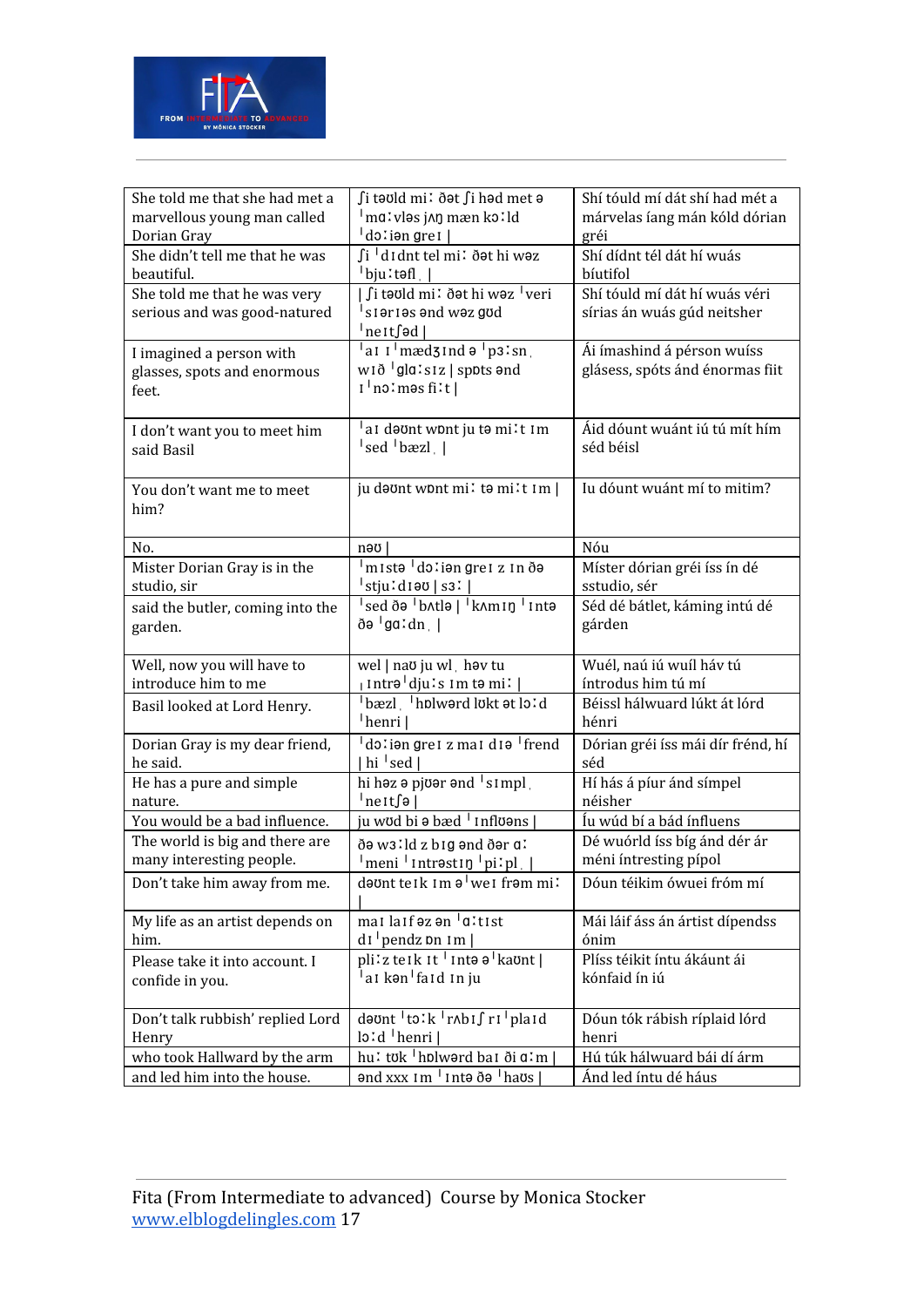| She told me that she had met a marvellous young man called Dorian Gray | ʃi təʊld miː ðət ʃi həd met ə ˈmɑːvləs jʌŋ mæn kɔːld ˈdɔːiən ɡreɪ \| | Shí tóuld mí dát shí had mét a márvelas íang mán kóld dórian gréi |
|---|---|---|
| She didn't tell me that he was beautiful. | ʃi ˈdɪdnt tel miː ðət hi wəz ˈbjuːtəfl ˌ \| | Shí dídnt tél dát hí wuás bíutifol |
| She told me that he was very serious and was good-natured | \| ʃi təʊld miː ðət hi wəz ˈveri ˈsɪərɪəs ənd wəz ɡʊd ˈneɪtʃəd \| | Shí tóuld mí dát hí wuás véri sírias án wuás gúd neitsher |
| I imagined a person with glasses, spots and enormous feet. | ˈaɪ ɪˈmædʒɪnd ə ˈpɜːsn̩ wɪð ˈɡlɑːsɪz \| spɒts ənd ɪˈnɔːməs fiːt \| | Ái ímashind á pérson wuíss glásess, spóts ánd énormas fiit |
| I don't want you to meet him said Basil | ˈaɪ dəʊnt wɒnt ju tə miːt ɪm ˈsed ˈbæzl ˌ \| | Áid dóunt wuánt iú tú mít hím séd béisl |
| You don't want me to meet him? | ju dəʊnt wɒnt miː tə miːt ɪm \| | Iu dóunt wuánt mí to mitim? |
| No. | nəʊ \| | Nóu |
| Mister Dorian Gray is in the studio, sir | ˈmɪstə ˈdɔːiən ɡreɪ z ɪn ðə ˈstjuːdɪəʊ \| sɜː \| | Míster dórian gréi íss ín dé sstudio, sér |
| said the butler, coming into the garden. | ˈsed ðə ˈbʌtlə \| ˈkʌmɪŋ ˈɪntə ðə ˈɡɑːdn̩ \| | Séd dé bátlet, káming intú dé gárden |
| Well, now you will have to introduce him to me | wel \| naʊ ju wl ˌ həv tu ˌɪntrəˈdjuːs ɪm tə miː \| | Wuél, naú iú wuíl háv tú íntrodus him tú mí |
| Basil looked at Lord Henry. | ˈbæzl ˌ ˈhɒlwərd lʊkt ət lɔːd ˈhenri \| | Béissl hálwuard lúkt át lórd hénri |
| Dorian Gray is my dear friend, he said. | ˈdɔːiən ɡreɪ z maɪ dɪə ˈfrend \| hi ˈsed \| | Dórian gréi íss mái dír frénd, hí séd |
| He has a pure and simple nature. | hi həz ə pjʊər ənd ˈsɪmpl ˌ ˈneɪtʃə \| | Hí hás á píur ánd símpel néisher |
| You would be a bad influence. | ju wʊd bi ə bæd ˈɪnflʊəns \| | Íu wúd bí a bád ínfluens |
| The world is big and there are many interesting people. | ðə wɜːld z bɪɡ ənd ðər ɑː ˈmeni ˈɪntrəstɪŋ ˈpiːpl ˌ \| | Dé wuórld íss bíg ánd dér ár méni íntresting pípol |
| Don't take him away from me. | dəʊnt teɪk ɪm əˈweɪ frəm miː \| | Dóun téikim ówuei fróm mí |
| My life as an artist depends on him. | maɪ laɪf əz ən ˈɑːtɪst dɪˈpendz ɒn ɪm \| | Mái láif áss án ártist dípendss ónim |
| Please take it into account. I confide in you. | pliːz teɪk ɪt ˈɪntə əˈkaʊnt \| ˈaɪ kənˈfaɪd ɪn ju | Plíss téikit íntu ákaunt ái kónfaid ín iú |
| Don't talk rubbish' replied Lord Henry | dəʊnt ˈtɔːk ˈrʌbɪʃ rɪˈplaɪd lɔːd ˈhenri \| | Dóun tók rábish ríplaid lórd henri |
| who took Hallward by the arm | huː tʊk ˈhɒlwərd baɪ ði ɑːm \| | Hú túk hálwuard bái dí árm |
| and led him into the house. | ənd xxx ɪm ˈɪntə ðə ˈhaʊs \| | Ánd led íntu dé háus |

Fita (From Intermediate to advanced) Course by Monica Stocker
www.elblogdelingles.com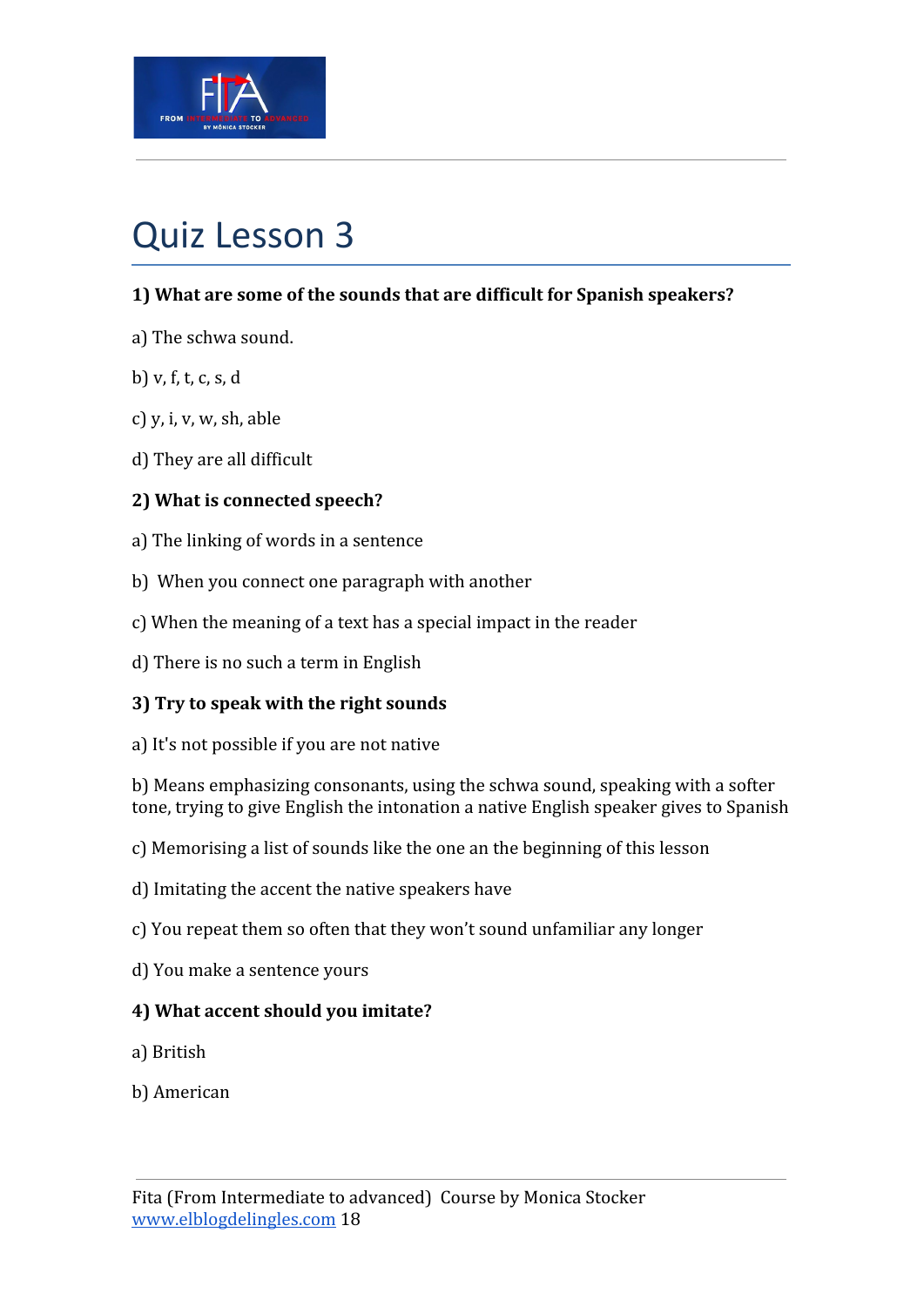# Quiz Lesson 3

**1) What are some of the sounds that are difficult for Spanish speakers?**

a) The schwa sound.

b) v, f, t, c, s, d

c) y, i, v, w, sh, able

d) They are all difficult

**2) What is connected speech?**

a) The linking of words in a sentence

b) When you connect one paragraph with another

c) When the meaning of a text has a special impact in the reader

d) There is no such a term in English

**3) Try to speak with the right sounds**

a) It's not possible if you are not native

b) Means emphasizing consonants, using the schwa sound, speaking with a softer tone, trying to give English the intonation a native English speaker gives to Spanish

c) Memorising a list of sounds like the one an the beginning of this lesson

d) Imitating the accent the native speakers have

c) You repeat them so often that they won't sound unfamiliar any longer

d) You make a sentence yours

**4) What accent should you imitate?**

a) British

b) American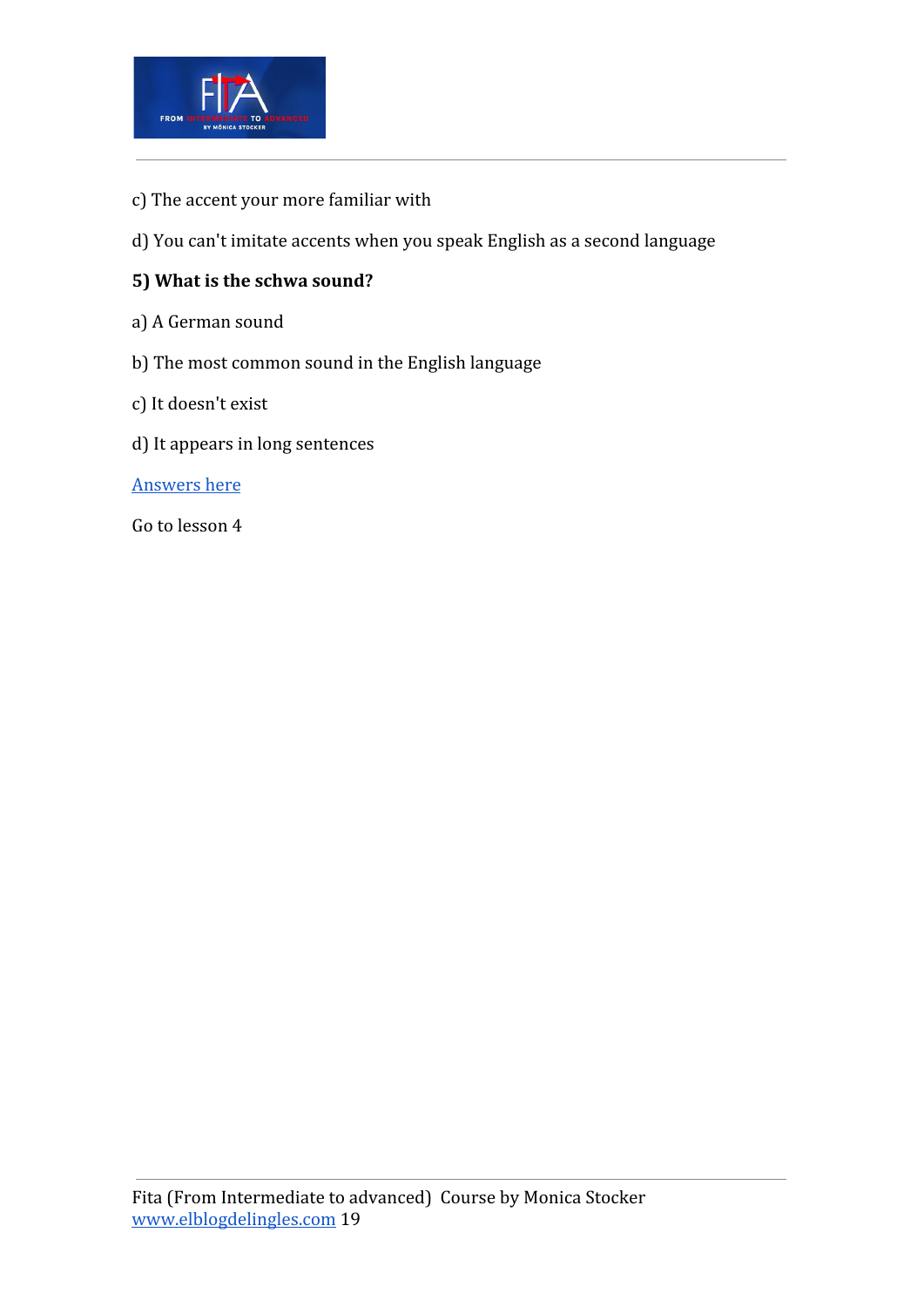c) The accent your more familiar with

d) You can't imitate accents when you speak English as a second language

**5) What is the schwa sound?**

a) A German sound

b) The most common sound in the English language

c) It doesn't exist

d) It appears in long sentences

Answers here

Go to lesson 4